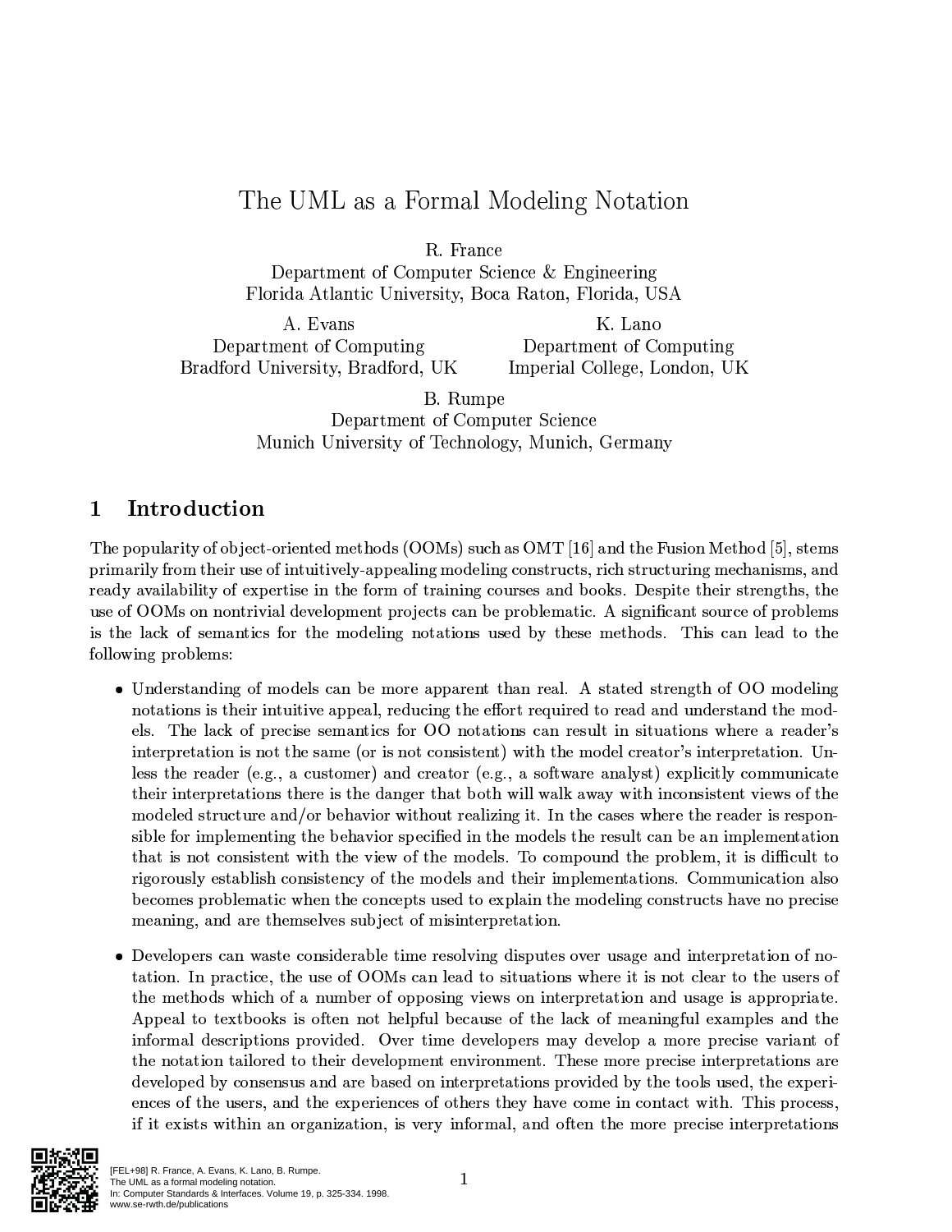# The UML as a Formal Modeling Notation

R. France
Department of Computer Science & Engineering
Florida Atlantic University, Boca Raton, Florida, USA

A. Evans
Department of Computing
Bradford University, Bradford, UK

K. Lano
Department of Computing
Imperial College, London, UK

B. Rumpe
Department of Computer Science
Munich University of Technology, Munich, Germany

## 1 Introduction

The popularity of object-oriented methods (OOMs) such as OMT [16] and the Fusion Method [5], stems primarily from their use of intuitively-appealing modeling constructs, rich structuring mechanisms, and ready availability of expertise in the form of training courses and books. Despite their strengths, the use of OOMs on nontrivial development projects can be problematic. A significant source of problems is the lack of semantics for the modeling notations used by these methods. This can lead to the following problems:

- Understanding of models can be more apparent than real. A stated strength of OO modeling notations is their intuitive appeal, reducing the effort required to read and understand the models. The lack of precise semantics for OO notations can result in situations where a reader's interpretation is not the same (or is not consistent) with the model creator's interpretation. Unless the reader (e.g., a customer) and creator (e.g., a software analyst) explicitly communicate their interpretations there is the danger that both will walk away with inconsistent views of the modeled structure and/or behavior without realizing it. In the cases where the reader is responsible for implementing the behavior specified in the models the result can be an implementation that is not consistent with the view of the models. To compound the problem, it is difficult to rigorously establish consistency of the models and their implementations. Communication also becomes problematic when the concepts used to explain the modeling constructs have no precise meaning, and are themselves subject of misinterpretation.

- Developers can waste considerable time resolving disputes over usage and interpretation of notation. In practice, the use of OOMs can lead to situations where it is not clear to the users of the methods which of a number of opposing views on interpretation and usage is appropriate. Appeal to textbooks is often not helpful because of the lack of meaningful examples and the informal descriptions provided. Over time developers may develop a more precise variant of the notation tailored to their development environment. These more precise interpretations are developed by consensus and are based on interpretations provided by the tools used, the experiences of the users, and the experiences of others they have come in contact with. This process, if it exists within an organization, is very informal, and often the more precise interpretations

[FEL+98] R. France, A. Evans, K. Lano, B. Rumpe.
The UML as a formal modeling notation.
In: Computer Standards & Interfaces. Volume 19, p. 325-334. 1998.
www.se-rwth.de/publications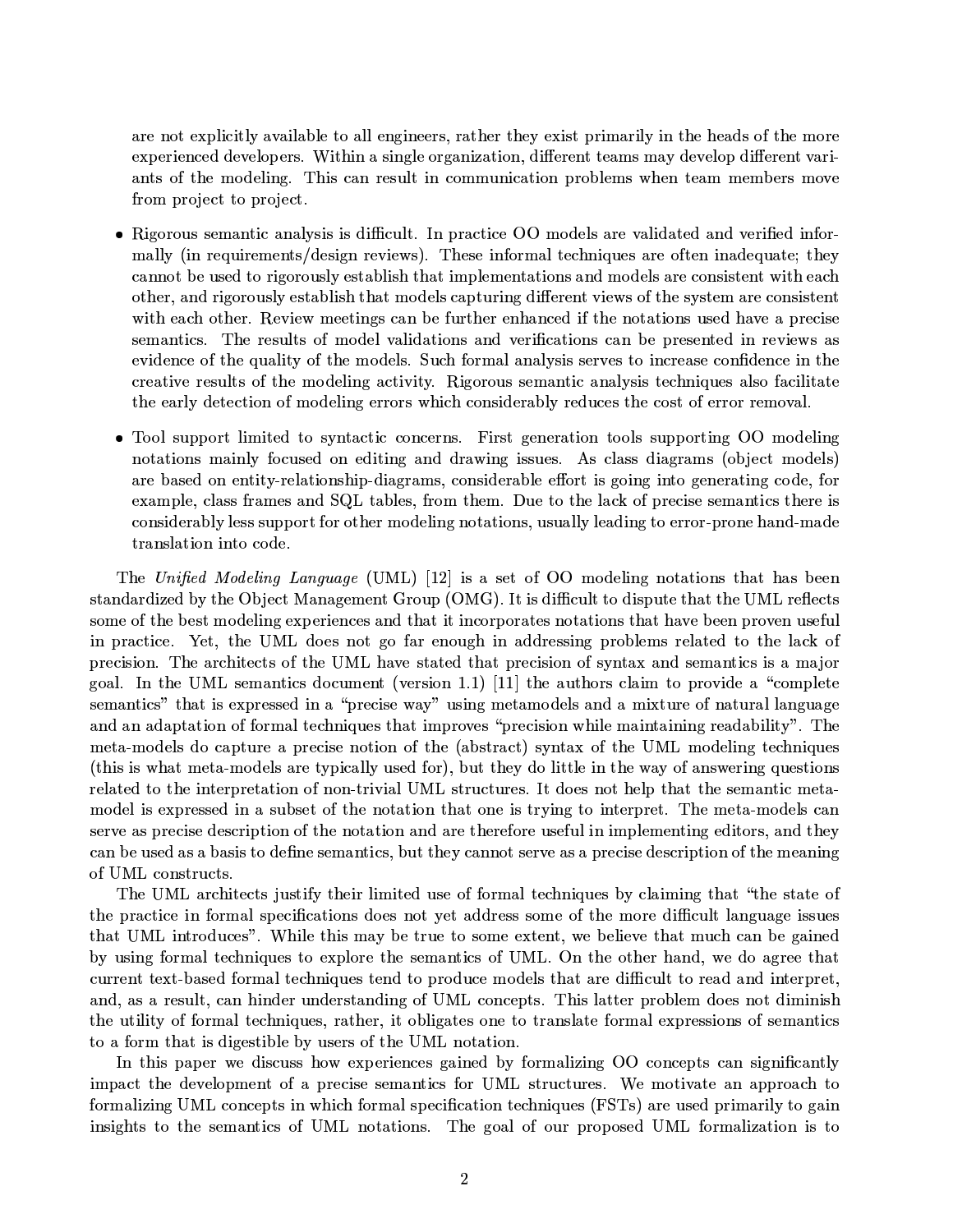are not explicitly available to all engineers, rather they exist primarily in the heads of the more experienced developers. Within a single organization, different teams may develop different variants of the modeling. This can result in communication problems when team members move from project to project.

- Rigorous semantic analysis is difficult. In practice OO models are validated and verified informally (in requirements/design reviews). These informal techniques are often inadequate; they cannot be used to rigorously establish that implementations and models are consistent with each other, and rigorously establish that models capturing different views of the system are consistent with each other. Review meetings can be further enhanced if the notations used have a precise semantics. The results of model validations and verifications can be presented in reviews as evidence of the quality of the models. Such formal analysis serves to increase confidence in the creative results of the modeling activity. Rigorous semantic analysis techniques also facilitate the early detection of modeling errors which considerably reduces the cost of error removal.

- Tool support limited to syntactic concerns. First generation tools supporting OO modeling notations mainly focused on editing and drawing issues. As class diagrams (object models) are based on entity-relationship-diagrams, considerable effort is going into generating code, for example, class frames and SQL tables, from them. Due to the lack of precise semantics there is considerably less support for other modeling notations, usually leading to error-prone hand-made translation into code.

The *Unified Modeling Language* (UML) [12] is a set of OO modeling notations that has been standardized by the Object Management Group (OMG). It is difficult to dispute that the UML reflects some of the best modeling experiences and that it incorporates notations that have been proven useful in practice. Yet, the UML does not go far enough in addressing problems related to the lack of precision. The architects of the UML have stated that precision of syntax and semantics is a major goal. In the UML semantics document (version 1.1) [11] the authors claim to provide a "complete semantics" that is expressed in a "precise way" using metamodels and a mixture of natural language and an adaptation of formal techniques that improves "precision while maintaining readability". The meta-models do capture a precise notion of the (abstract) syntax of the UML modeling techniques (this is what meta-models are typically used for), but they do little in the way of answering questions related to the interpretation of non-trivial UML structures. It does not help that the semantic meta-model is expressed in a subset of the notation that one is trying to interpret. The meta-models can serve as precise description of the notation and are therefore useful in implementing editors, and they can be used as a basis to define semantics, but they cannot serve as a precise description of the meaning of UML constructs.

The UML architects justify their limited use of formal techniques by claiming that "the state of the practice in formal specifications does not yet address some of the more difficult language issues that UML introduces". While this may be true to some extent, we believe that much can be gained by using formal techniques to explore the semantics of UML. On the other hand, we do agree that current text-based formal techniques tend to produce models that are difficult to read and interpret, and, as a result, can hinder understanding of UML concepts. This latter problem does not diminish the utility of formal techniques, rather, it obligates one to translate formal expressions of semantics to a form that is digestible by users of the UML notation.

In this paper we discuss how experiences gained by formalizing OO concepts can significantly impact the development of a precise semantics for UML structures. We motivate an approach to formalizing UML concepts in which formal specification techniques (FSTs) are used primarily to gain insights to the semantics of UML notations. The goal of our proposed UML formalization is to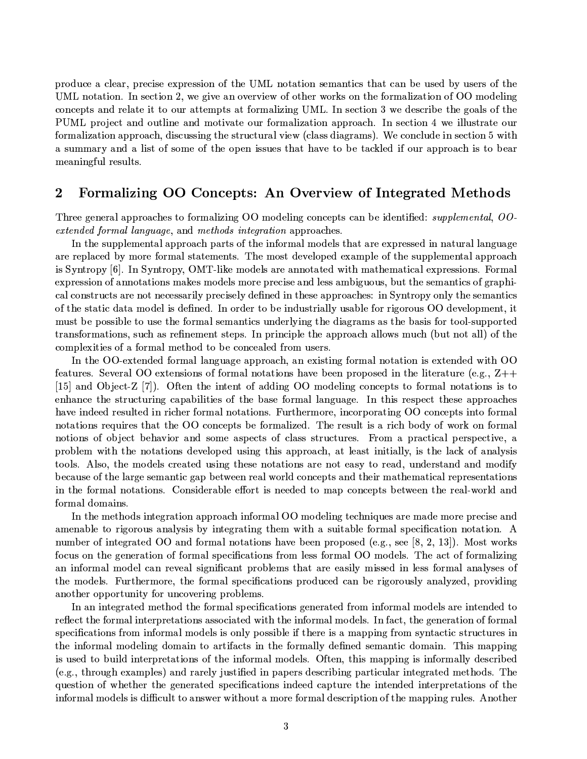produce a clear, precise expression of the UML notation semantics that can be used by users of the UML notation. In section 2, we give an overview of other works on the formalization of OO modeling concepts and relate it to our attempts at formalizing UML. In section 3 we describe the goals of the PUML project and outline and motivate our formalization approach. In section 4 we illustrate our formalization approach, discussing the structural view (class diagrams). We conclude in section 5 with a summary and a list of some of the open issues that have to be tackled if our approach is to bear meaningful results.

## 2 Formalizing OO Concepts: An Overview of Integrated Methods

Three general approaches to formalizing OO modeling concepts can be identified: *supplemental*, *OO-extended formal language*, and *methods integration* approaches.

In the supplemental approach parts of the informal models that are expressed in natural language are replaced by more formal statements. The most developed example of the supplemental approach is Syntropy [6]. In Syntropy, OMT-like models are annotated with mathematical expressions. Formal expression of annotations makes models more precise and less ambiguous, but the semantics of graphical constructs are not necessarily precisely defined in these approaches: in Syntropy only the semantics of the static data model is defined. In order to be industrially usable for rigorous OO development, it must be possible to use the formal semantics underlying the diagrams as the basis for tool-supported transformations, such as refinement steps. In principle the approach allows much (but not all) of the complexities of a formal method to be concealed from users.

In the OO-extended formal language approach, an existing formal notation is extended with OO features. Several OO extensions of formal notations have been proposed in the literature (e.g., Z++ [15] and Object-Z [7]). Often the intent of adding OO modeling concepts to formal notations is to enhance the structuring capabilities of the base formal language. In this respect these approaches have indeed resulted in richer formal notations. Furthermore, incorporating OO concepts into formal notations requires that the OO concepts be formalized. The result is a rich body of work on formal notions of object behavior and some aspects of class structures. From a practical perspective, a problem with the notations developed using this approach, at least initially, is the lack of analysis tools. Also, the models created using these notations are not easy to read, understand and modify because of the large semantic gap between real world concepts and their mathematical representations in the formal notations. Considerable effort is needed to map concepts between the real-world and formal domains.

In the methods integration approach informal OO modeling techniques are made more precise and amenable to rigorous analysis by integrating them with a suitable formal specification notation. A number of integrated OO and formal notations have been proposed (e.g., see [8, 2, 13]). Most works focus on the generation of formal specifications from less formal OO models. The act of formalizing an informal model can reveal significant problems that are easily missed in less formal analyses of the models. Furthermore, the formal specifications produced can be rigorously analyzed, providing another opportunity for uncovering problems.

In an integrated method the formal specifications generated from informal models are intended to reflect the formal interpretations associated with the informal models. In fact, the generation of formal specifications from informal models is only possible if there is a mapping from syntactic structures in the informal modeling domain to artifacts in the formally defined semantic domain. This mapping is used to build interpretations of the informal models. Often, this mapping is informally described (e.g., through examples) and rarely justified in papers describing particular integrated methods. The question of whether the generated specifications indeed capture the intended interpretations of the informal models is difficult to answer without a more formal description of the mapping rules. Another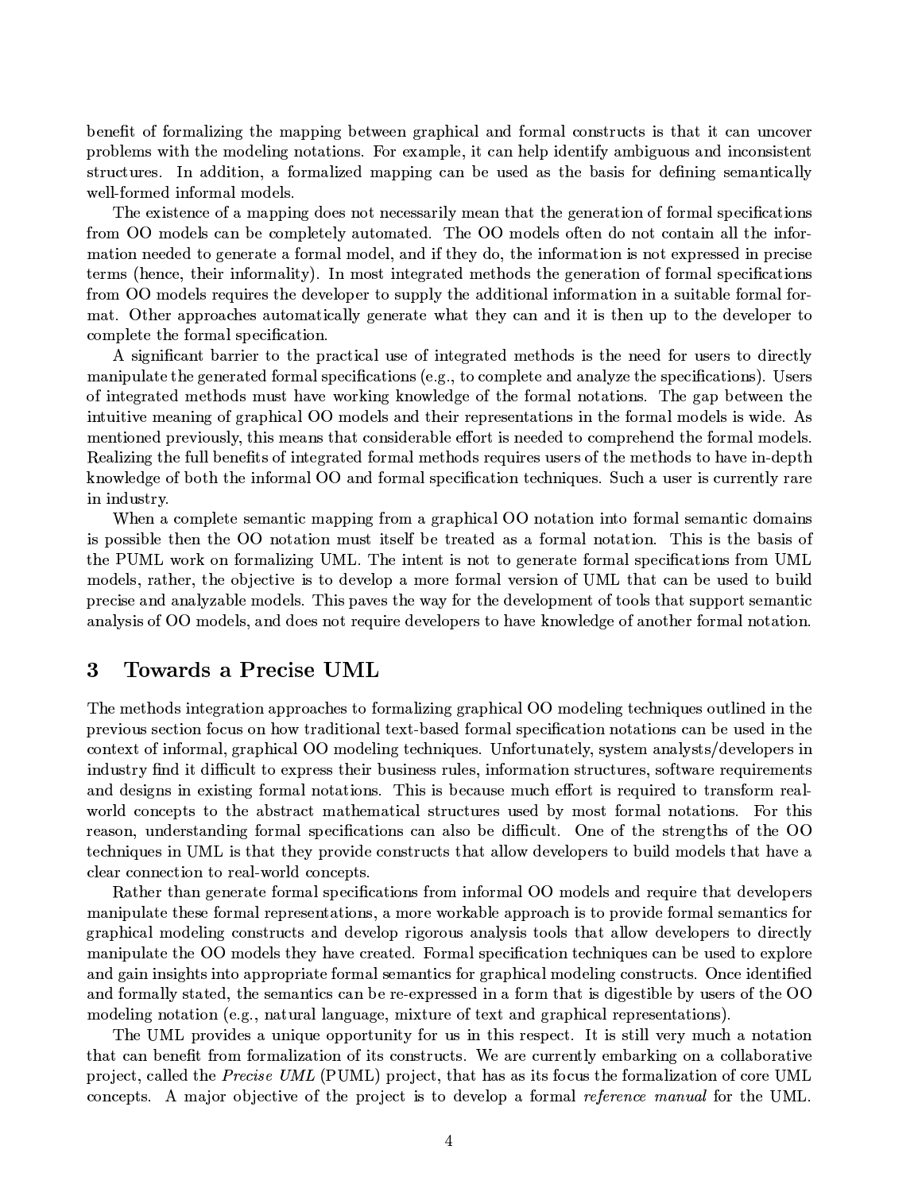benefit of formalizing the mapping between graphical and formal constructs is that it can uncover problems with the modeling notations. For example, it can help identify ambiguous and inconsistent structures. In addition, a formalized mapping can be used as the basis for defining semantically well-formed informal models.

The existence of a mapping does not necessarily mean that the generation of formal specifications from OO models can be completely automated. The OO models often do not contain all the information needed to generate a formal model, and if they do, the information is not expressed in precise terms (hence, their informality). In most integrated methods the generation of formal specifications from OO models requires the developer to supply the additional information in a suitable formal format. Other approaches automatically generate what they can and it is then up to the developer to complete the formal specification.

A significant barrier to the practical use of integrated methods is the need for users to directly manipulate the generated formal specifications (e.g., to complete and analyze the specifications). Users of integrated methods must have working knowledge of the formal notations. The gap between the intuitive meaning of graphical OO models and their representations in the formal models is wide. As mentioned previously, this means that considerable effort is needed to comprehend the formal models. Realizing the full benefits of integrated formal methods requires users of the methods to have in-depth knowledge of both the informal OO and formal specification techniques. Such a user is currently rare in industry.

When a complete semantic mapping from a graphical OO notation into formal semantic domains is possible then the OO notation must itself be treated as a formal notation. This is the basis of the PUML work on formalizing UML. The intent is not to generate formal specifications from UML models, rather, the objective is to develop a more formal version of UML that can be used to build precise and analyzable models. This paves the way for the development of tools that support semantic analysis of OO models, and does not require developers to have knowledge of another formal notation.

## 3 Towards a Precise UML

The methods integration approaches to formalizing graphical OO modeling techniques outlined in the previous section focus on how traditional text-based formal specification notations can be used in the context of informal, graphical OO modeling techniques. Unfortunately, system analysts/developers in industry find it difficult to express their business rules, information structures, software requirements and designs in existing formal notations. This is because much effort is required to transform real-world concepts to the abstract mathematical structures used by most formal notations. For this reason, understanding formal specifications can also be difficult. One of the strengths of the OO techniques in UML is that they provide constructs that allow developers to build models that have a clear connection to real-world concepts.

Rather than generate formal specifications from informal OO models and require that developers manipulate these formal representations, a more workable approach is to provide formal semantics for graphical modeling constructs and develop rigorous analysis tools that allow developers to directly manipulate the OO models they have created. Formal specification techniques can be used to explore and gain insights into appropriate formal semantics for graphical modeling constructs. Once identified and formally stated, the semantics can be re-expressed in a form that is digestible by users of the OO modeling notation (e.g., natural language, mixture of text and graphical representations).

The UML provides a unique opportunity for us in this respect. It is still very much a notation that can benefit from formalization of its constructs. We are currently embarking on a collaborative project, called the *Precise UML* (PUML) project, that has as its focus the formalization of core UML concepts. A major objective of the project is to develop a formal *reference manual* for the UML.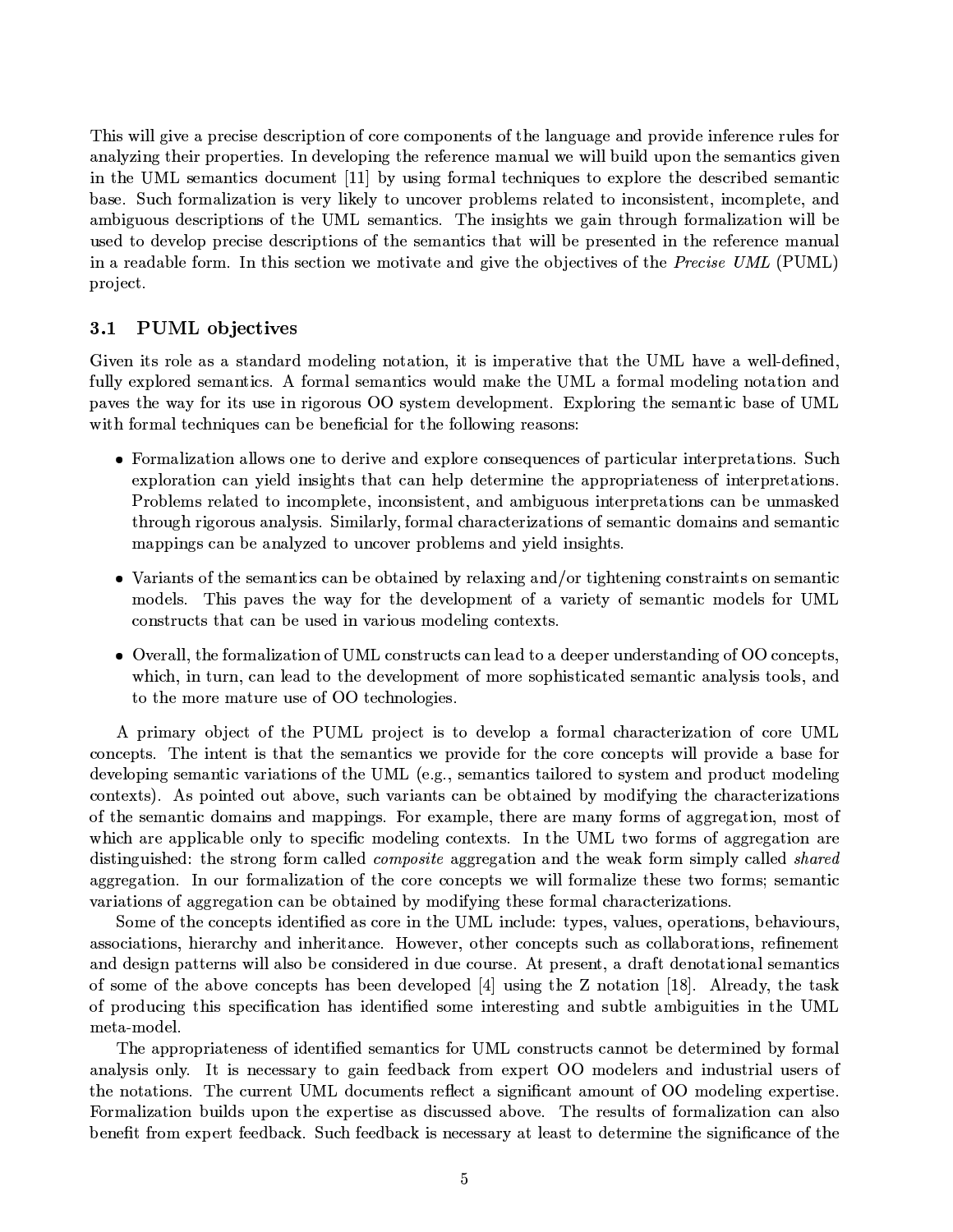This will give a precise description of core components of the language and provide inference rules for analyzing their properties. In developing the reference manual we will build upon the semantics given in the UML semantics document [11] by using formal techniques to explore the described semantic base. Such formalization is very likely to uncover problems related to inconsistent, incomplete, and ambiguous descriptions of the UML semantics. The insights we gain through formalization will be used to develop precise descriptions of the semantics that will be presented in the reference manual in a readable form. In this section we motivate and give the objectives of the *Precise UML* (PUML) project.

### 3.1 PUML objectives

Given its role as a standard modeling notation, it is imperative that the UML have a well-defined, fully explored semantics. A formal semantics would make the UML a formal modeling notation and paves the way for its use in rigorous OO system development. Exploring the semantic base of UML with formal techniques can be beneficial for the following reasons:

- Formalization allows one to derive and explore consequences of particular interpretations. Such exploration can yield insights that can help determine the appropriateness of interpretations. Problems related to incomplete, inconsistent, and ambiguous interpretations can be unmasked through rigorous analysis. Similarly, formal characterizations of semantic domains and semantic mappings can be analyzed to uncover problems and yield insights.
- Variants of the semantics can be obtained by relaxing and/or tightening constraints on semantic models. This paves the way for the development of a variety of semantic models for UML constructs that can be used in various modeling contexts.
- Overall, the formalization of UML constructs can lead to a deeper understanding of OO concepts, which, in turn, can lead to the development of more sophisticated semantic analysis tools, and to the more mature use of OO technologies.

A primary object of the PUML project is to develop a formal characterization of core UML concepts. The intent is that the semantics we provide for the core concepts will provide a base for developing semantic variations of the UML (e.g., semantics tailored to system and product modeling contexts). As pointed out above, such variants can be obtained by modifying the characterizations of the semantic domains and mappings. For example, there are many forms of aggregation, most of which are applicable only to specific modeling contexts. In the UML two forms of aggregation are distinguished: the strong form called *composite* aggregation and the weak form simply called *shared* aggregation. In our formalization of the core concepts we will formalize these two forms; semantic variations of aggregation can be obtained by modifying these formal characterizations.

Some of the concepts identified as core in the UML include: types, values, operations, behaviours, associations, hierarchy and inheritance. However, other concepts such as collaborations, refinement and design patterns will also be considered in due course. At present, a draft denotational semantics of some of the above concepts has been developed [4] using the Z notation [18]. Already, the task of producing this specification has identified some interesting and subtle ambiguities in the UML meta-model.

The appropriateness of identified semantics for UML constructs cannot be determined by formal analysis only. It is necessary to gain feedback from expert OO modelers and industrial users of the notations. The current UML documents reflect a significant amount of OO modeling expertise. Formalization builds upon the expertise as discussed above. The results of formalization can also benefit from expert feedback. Such feedback is necessary at least to determine the significance of the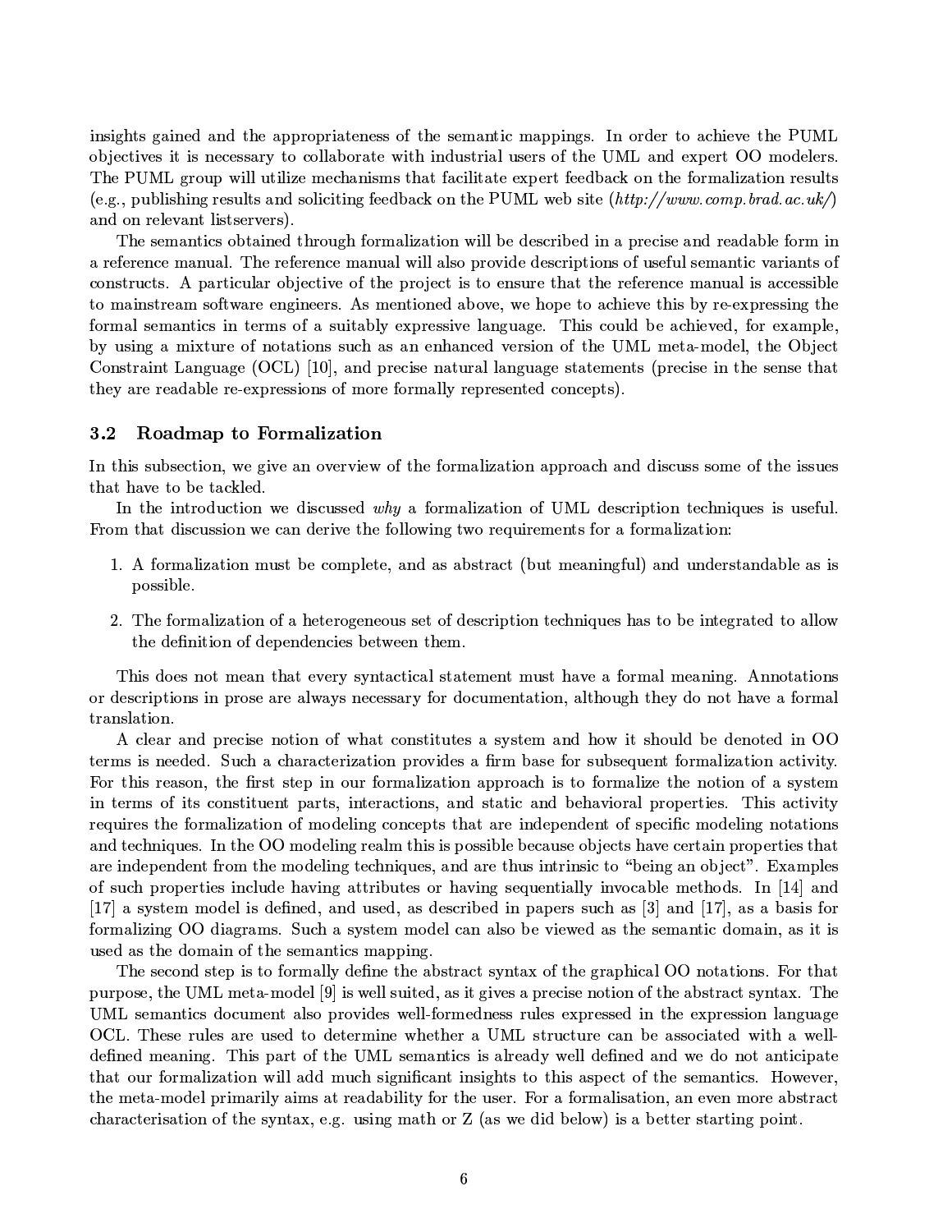insights gained and the appropriateness of the semantic mappings. In order to achieve the PUML objectives it is necessary to collaborate with industrial users of the UML and expert OO modelers. The PUML group will utilize mechanisms that facilitate expert feedback on the formalization results (e.g., publishing results and soliciting feedback on the PUML web site (*http://www.comp.brad.ac.uk/*) and on relevant listservers).

The semantics obtained through formalization will be described in a precise and readable form in a reference manual. The reference manual will also provide descriptions of useful semantic variants of constructs. A particular objective of the project is to ensure that the reference manual is accessible to mainstream software engineers. As mentioned above, we hope to achieve this by re-expressing the formal semantics in terms of a suitably expressive language. This could be achieved, for example, by using a mixture of notations such as an enhanced version of the UML meta-model, the Object Constraint Language (OCL) [10], and precise natural language statements (precise in the sense that they are readable re-expressions of more formally represented concepts).

### 3.2 Roadmap to Formalization

In this subsection, we give an overview of the formalization approach and discuss some of the issues that have to be tackled.

In the introduction we discussed *why* a formalization of UML description techniques is useful. From that discussion we can derive the following two requirements for a formalization:

1. A formalization must be complete, and as abstract (but meaningful) and understandable as is possible.

2. The formalization of a heterogeneous set of description techniques has to be integrated to allow the definition of dependencies between them.

This does not mean that every syntactical statement must have a formal meaning. Annotations or descriptions in prose are always necessary for documentation, although they do not have a formal translation.

A clear and precise notion of what constitutes a system and how it should be denoted in OO terms is needed. Such a characterization provides a firm base for subsequent formalization activity. For this reason, the first step in our formalization approach is to formalize the notion of a system in terms of its constituent parts, interactions, and static and behavioral properties. This activity requires the formalization of modeling concepts that are independent of specific modeling notations and techniques. In the OO modeling realm this is possible because objects have certain properties that are independent from the modeling techniques, and are thus intrinsic to "being an object". Examples of such properties include having attributes or having sequentially invocable methods. In [14] and [17] a system model is defined, and used, as described in papers such as [3] and [17], as a basis for formalizing OO diagrams. Such a system model can also be viewed as the semantic domain, as it is used as the domain of the semantics mapping.

The second step is to formally define the abstract syntax of the graphical OO notations. For that purpose, the UML meta-model [9] is well suited, as it gives a precise notion of the abstract syntax. The UML semantics document also provides well-formedness rules expressed in the expression language OCL. These rules are used to determine whether a UML structure can be associated with a well-defined meaning. This part of the UML semantics is already well defined and we do not anticipate that our formalization will add much significant insights to this aspect of the semantics. However, the meta-model primarily aims at readability for the user. For a formalisation, an even more abstract characterisation of the syntax, e.g. using math or Z (as we did below) is a better starting point.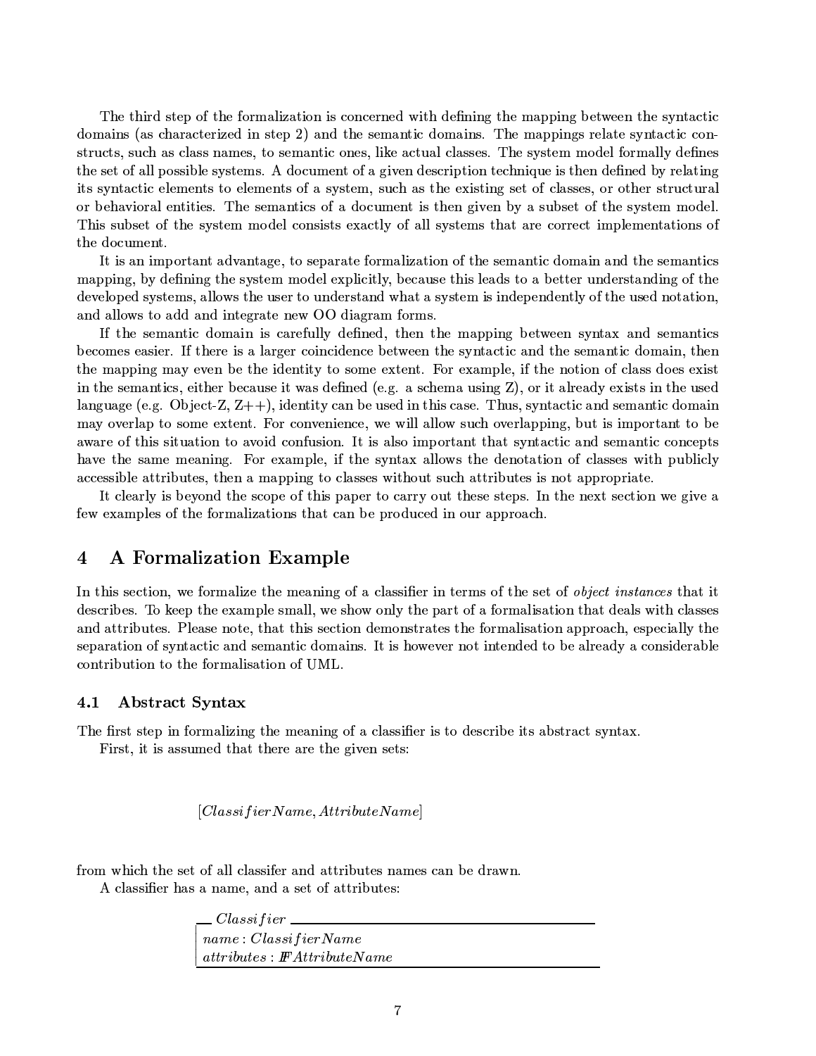The third step of the formalization is concerned with defining the mapping between the syntactic domains (as characterized in step 2) and the semantic domains. The mappings relate syntactic constructs, such as class names, to semantic ones, like actual classes. The system model formally defines the set of all possible systems. A document of a given description technique is then defined by relating its syntactic elements to elements of a system, such as the existing set of classes, or other structural or behavioral entities. The semantics of a document is then given by a subset of the system model. This subset of the system model consists exactly of all systems that are correct implementations of the document.

It is an important advantage, to separate formalization of the semantic domain and the semantics mapping, by defining the system model explicitly, because this leads to a better understanding of the developed systems, allows the user to understand what a system is independently of the used notation, and allows to add and integrate new OO diagram forms.

If the semantic domain is carefully defined, then the mapping between syntax and semantics becomes easier. If there is a larger coincidence between the syntactic and the semantic domain, then the mapping may even be the identity to some extent. For example, if the notion of class does exist in the semantics, either because it was defined (e.g. a schema using Z), or it already exists in the used language (e.g. Object-Z, Z++), identity can be used in this case. Thus, syntactic and semantic domain may overlap to some extent. For convenience, we will allow such overlapping, but is important to be aware of this situation to avoid confusion. It is also important that syntactic and semantic concepts have the same meaning. For example, if the syntax allows the denotation of classes with publicly accessible attributes, then a mapping to classes without such attributes is not appropriate.

It clearly is beyond the scope of this paper to carry out these steps. In the next section we give a few examples of the formalizations that can be produced in our approach.

# 4 A Formalization Example

In this section, we formalize the meaning of a classifier in terms of the set of *object instances* that it describes. To keep the example small, we show only the part of a formalisation that deals with classes and attributes. Please note, that this section demonstrates the formalisation approach, especially the separation of syntactic and semantic domains. It is however not intended to be already a considerable contribution to the formalisation of UML.

## 4.1 Abstract Syntax

The first step in formalizing the meaning of a classifier is to describe its abstract syntax.

First, it is assumed that there are the given sets:

$$[ClassifierName, AttributeName]$$

from which the set of all classifer and attributes names can be drawn.

A classifier has a name, and a set of attributes:

$$
\begin{array}{|l}
\hline
\textit{Classifier} \\
\hline
name : ClassifierName \\
attributes : \mathbb{F}\, AttributeName \\
\hline
\end{array}
$$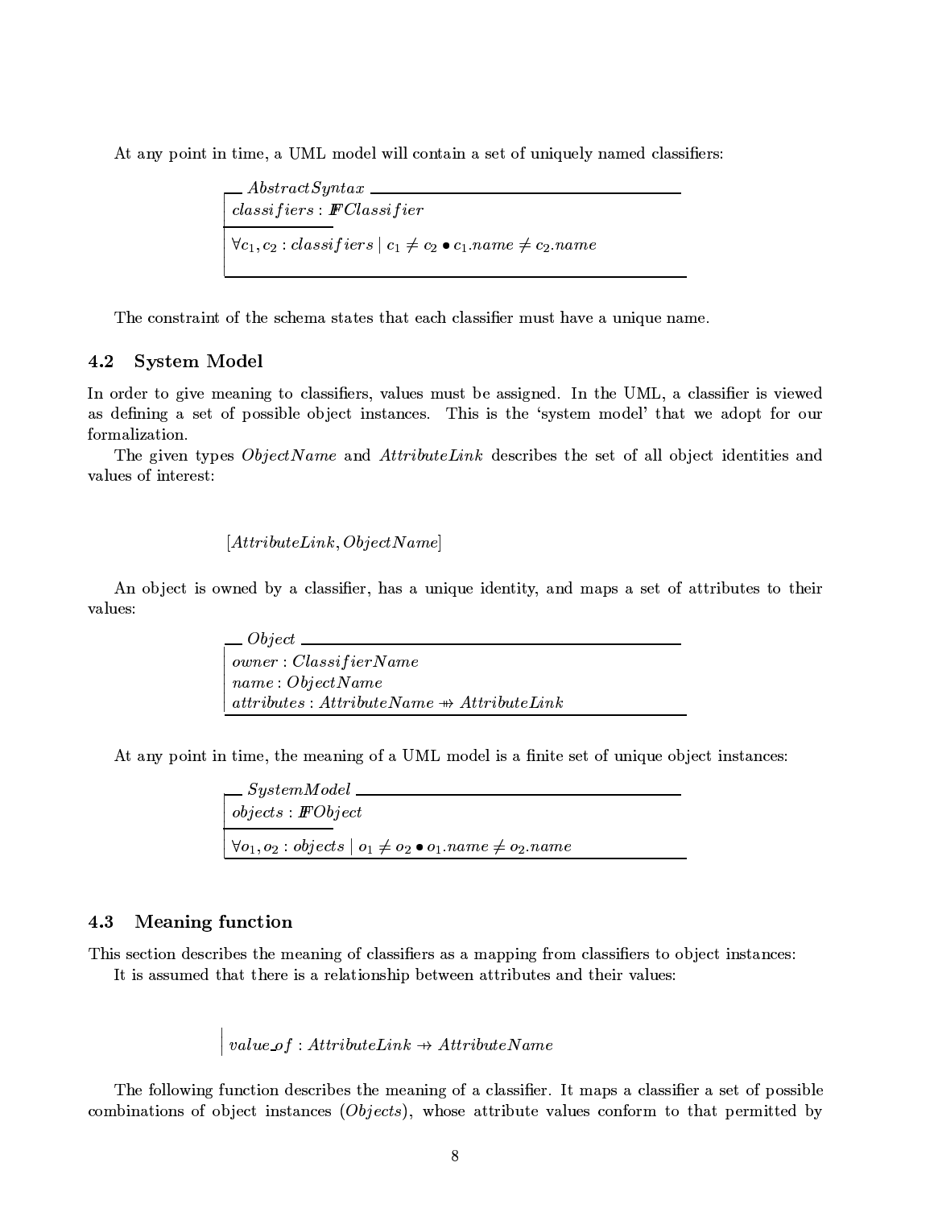At any point in time, a UML model will contain a set of uniquely named classifiers:

$$
\begin{array}{|l}
\hline
\textit{AbstractSyntax} \\
\hline
classifiers : \mathbb{F}\, Classifier \\
\hline
\forall c_1, c_2 : classifiers \mid c_1 \neq c_2 \bullet c_1.name \neq c_2.name \\
\hline
\end{array}
$$

The constraint of the schema states that each classifier must have a unique name.

## 4.2 System Model

In order to give meaning to classifiers, values must be assigned. In the UML, a classifier is viewed as defining a set of possible object instances. This is the 'system model' that we adopt for our formalization.

The given types $ObjectName$ and $AttributeLink$ describes the set of all object identities and values of interest:

$$[AttributeLink, ObjectName]$$

An object is owned by a classifier, has a unique identity, and maps a set of attributes to their values:

$$
\begin{array}{|l}
\hline
\textit{Object} \\
\hline
owner : ClassifierName \\
name : ObjectName \\
attributes : AttributeName \twoheadrightarrow AttributeLink \\
\hline
\end{array}
$$

At any point in time, the meaning of a UML model is a finite set of unique object instances:

$$
\begin{array}{|l}
\hline
\textit{SystemModel} \\
\hline
objects : \mathbb{F}\, Object \\
\hline
\forall o_1, o_2 : objects \mid o_1 \neq o_2 \bullet o_1.name \neq o_2.name \\
\hline
\end{array}
$$

## 4.3 Meaning function

This section describes the meaning of classifiers as a mapping from classifiers to object instances:

It is assumed that there is a relationship between attributes and their values:

$$
\begin{array}{|l}
value\_of : AttributeLink \twoheadrightarrow AttributeName
\end{array}
$$

The following function describes the meaning of a classifier. It maps a classifier a set of possible combinations of object instances ($Objects$), whose attribute values conform to that permitted by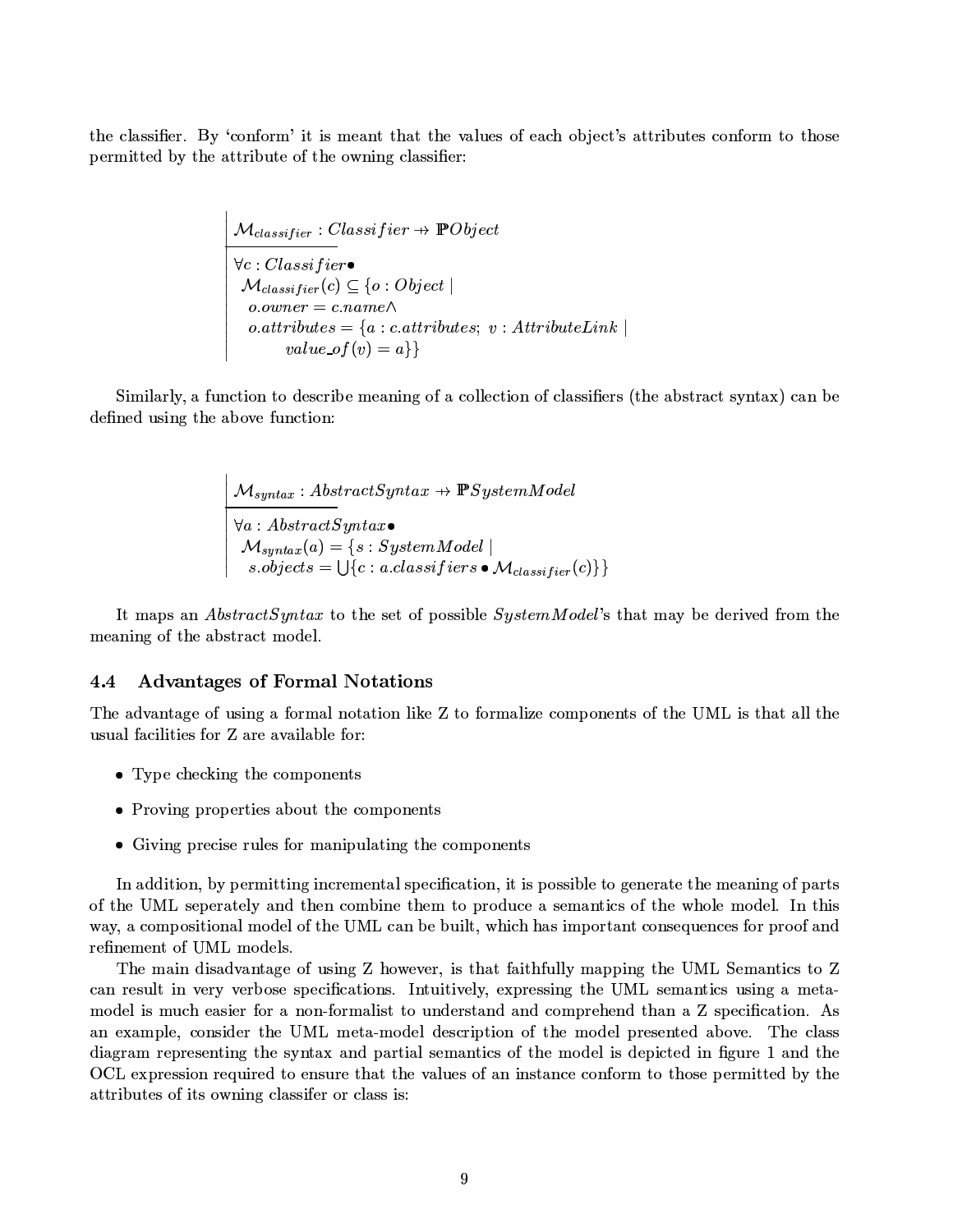the classifier. By 'conform' it is meant that the values of each object's attributes conform to those permitted by the attribute of the owning classifier:

$$
\begin{array}{|l}
\mathcal{M}_{classifier} : Classifier \rightarrow \mathbb{P} Object \\
\hline
\forall c : Classifier \bullet \\
\quad \mathcal{M}_{classifier}(c) \subseteq \{o : Object \mid \\
\quad\quad o.owner = c.name \land \\
\quad\quad o.attributes = \{a : c.attributes;\ v : AttributeLink \mid \\
\quad\quad\quad\quad value\_of(v) = a\}\}
\end{array}
$$

Similarly, a function to describe meaning of a collection of classifiers (the abstract syntax) can be defined using the above function:

$$
\begin{array}{|l}
\mathcal{M}_{syntax} : AbstractSyntax \rightarrow \mathbb{P} SystemModel \\
\hline
\forall a : AbstractSyntax \bullet \\
\quad \mathcal{M}_{syntax}(a) = \{s : SystemModel \mid \\
\quad\quad s.objects = \bigcup\{c : a.classifiers \bullet \mathcal{M}_{classifier}(c)\}\}
\end{array}
$$

It maps an *AbstractSyntax* to the set of possible *SystemModel*'s that may be derived from the meaning of the abstract model.

### 4.4 Advantages of Formal Notations

The advantage of using a formal notation like Z to formalize components of the UML is that all the usual facilities for Z are available for:

- Type checking the components
- Proving properties about the components
- Giving precise rules for manipulating the components

In addition, by permitting incremental specification, it is possible to generate the meaning of parts of the UML seperately and then combine them to produce a semantics of the whole model. In this way, a compositional model of the UML can be built, which has important consequences for proof and refinement of UML models.

The main disadvantage of using Z however, is that faithfully mapping the UML Semantics to Z can result in very verbose specifications. Intuitively, expressing the UML semantics using a meta-model is much easier for a non-formalist to understand and comprehend than a Z specification. As an example, consider the UML meta-model description of the model presented above. The class diagram representing the syntax and partial semantics of the model is depicted in figure 1 and the OCL expression required to ensure that the values of an instance conform to those permitted by the attributes of its owning classifer or class is: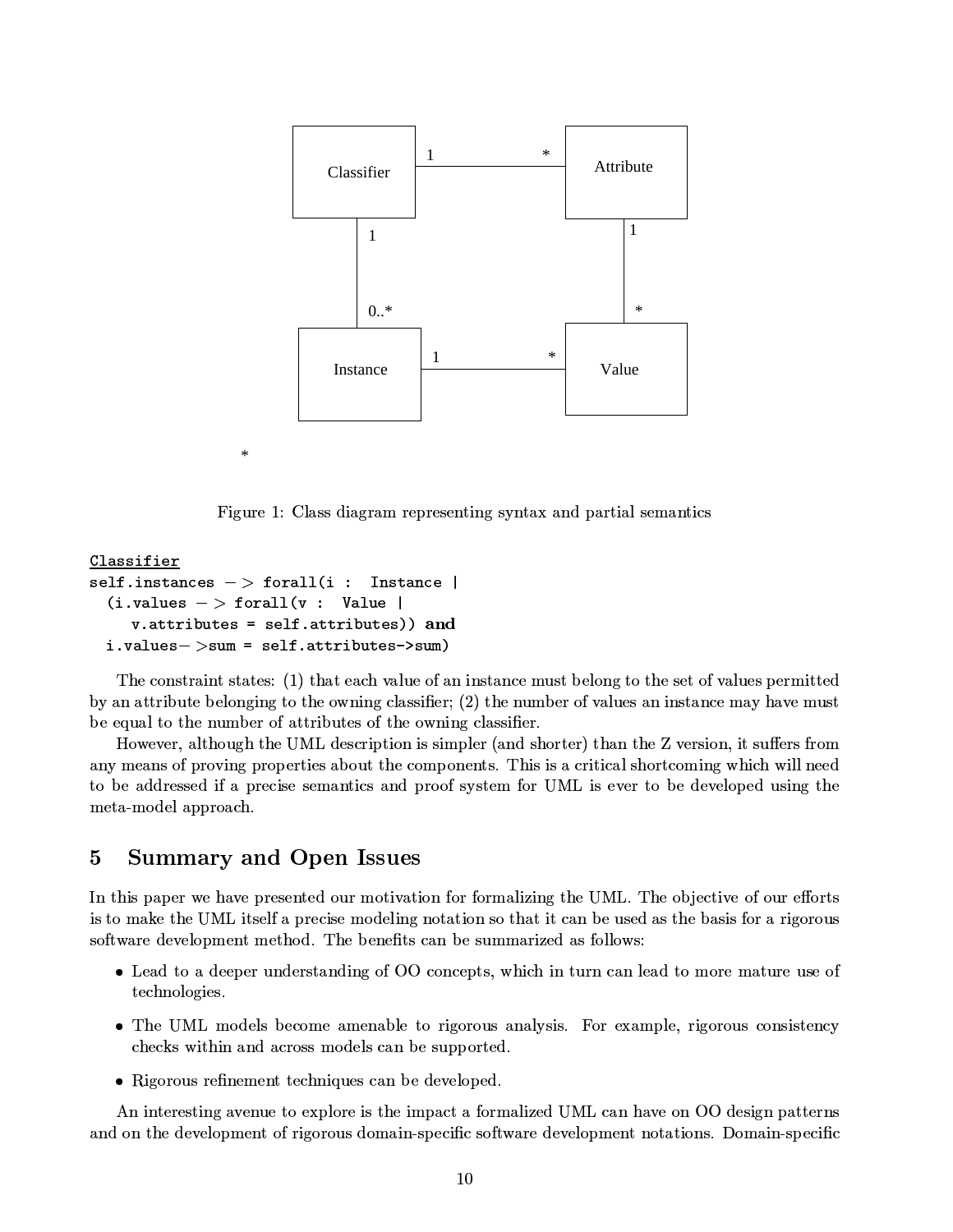Figure 1: Class diagram representing syntax and partial semantics

<u>Classifier</u>

```
self.instances -> forall(i : Instance |
  (i.values -> forall(v : Value |
     v.attributes = self.attributes)) and
  i.values->sum = self.attributes->sum)
```

The constraint states: (1) that each value of an instance must belong to the set of values permitted by an attribute belonging to the owning classifier; (2) the number of values an instance may have must be equal to the number of attributes of the owning classifier.

However, although the UML description is simpler (and shorter) than the Z version, it suffers from any means of proving properties about the components. This is a critical shortcoming which will need to be addressed if a precise semantics and proof system for UML is ever to be developed using the meta-model approach.

## 5 Summary and Open Issues

In this paper we have presented our motivation for formalizing the UML. The objective of our efforts is to make the UML itself a precise modeling notation so that it can be used as the basis for a rigorous software development method. The benefits can be summarized as follows:

- Lead to a deeper understanding of OO concepts, which in turn can lead to more mature use of technologies.
- The UML models become amenable to rigorous analysis. For example, rigorous consistency checks within and across models can be supported.
- Rigorous refinement techniques can be developed.

An interesting avenue to explore is the impact a formalized UML can have on OO design patterns and on the development of rigorous domain-specific software development notations. Domain-specific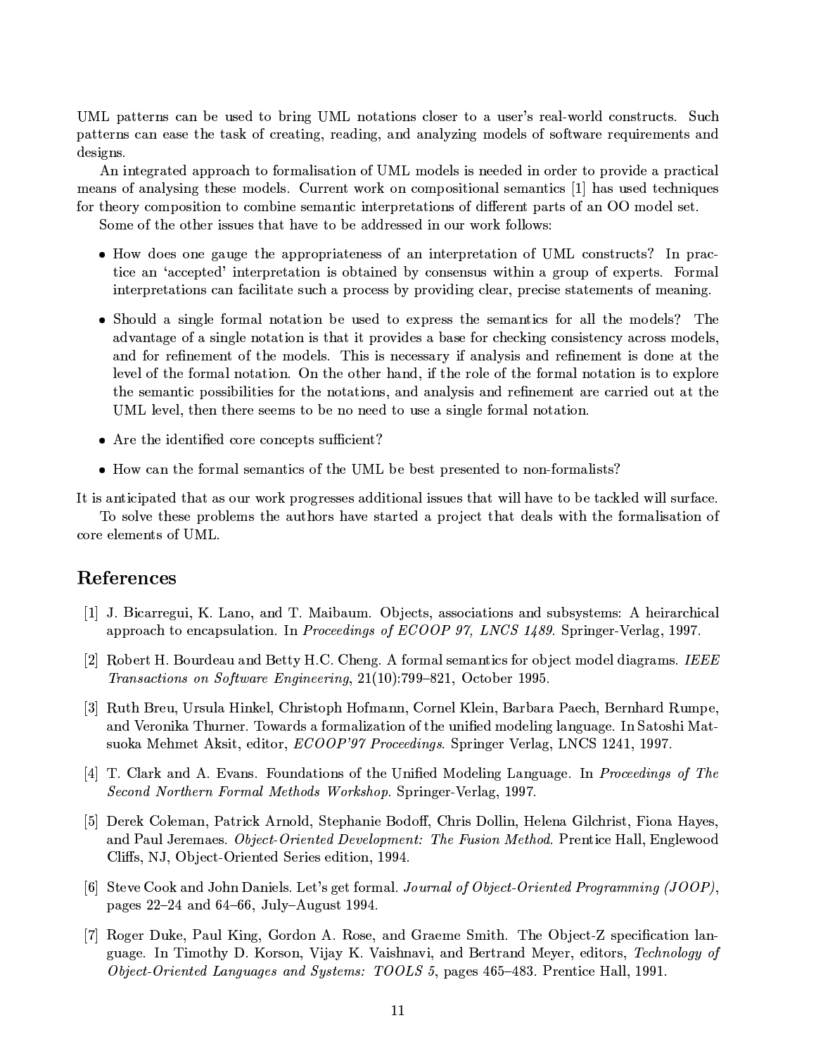UML patterns can be used to bring UML notations closer to a user's real-world constructs. Such patterns can ease the task of creating, reading, and analyzing models of software requirements and designs.

An integrated approach to formalisation of UML models is needed in order to provide a practical means of analysing these models. Current work on compositional semantics [1] has used techniques for theory composition to combine semantic interpretations of different parts of an OO model set.

Some of the other issues that have to be addressed in our work follows:

- How does one gauge the appropriateness of an interpretation of UML constructs? In practice an 'accepted' interpretation is obtained by consensus within a group of experts. Formal interpretations can facilitate such a process by providing clear, precise statements of meaning.
- Should a single formal notation be used to express the semantics for all the models? The advantage of a single notation is that it provides a base for checking consistency across models, and for refinement of the models. This is necessary if analysis and refinement is done at the level of the formal notation. On the other hand, if the role of the formal notation is to explore the semantic possibilities for the notations, and analysis and refinement are carried out at the UML level, then there seems to be no need to use a single formal notation.
- Are the identified core concepts sufficient?
- How can the formal semantics of the UML be best presented to non-formalists?

It is anticipated that as our work progresses additional issues that will have to be tackled will surface.

To solve these problems the authors have started a project that deals with the formalisation of core elements of UML.

## References

[1] J. Bicarregui, K. Lano, and T. Maibaum. Objects, associations and subsystems: A heirarchical approach to encapsulation. In *Proceedings of ECOOP 97, LNCS 1489*. Springer-Verlag, 1997.

[2] Robert H. Bourdeau and Betty H.C. Cheng. A formal semantics for object model diagrams. *IEEE Transactions on Software Engineering*, 21(10):799–821, October 1995.

[3] Ruth Breu, Ursula Hinkel, Christoph Hofmann, Cornel Klein, Barbara Paech, Bernhard Rumpe, and Veronika Thurner. Towards a formalization of the unified modeling language. In Satoshi Matsuoka Mehmet Aksit, editor, *ECOOP'97 Proceedings*. Springer Verlag, LNCS 1241, 1997.

[4] T. Clark and A. Evans. Foundations of the Unified Modeling Language. In *Proceedings of The Second Northern Formal Methods Workshop*. Springer-Verlag, 1997.

[5] Derek Coleman, Patrick Arnold, Stephanie Bodoff, Chris Dollin, Helena Gilchrist, Fiona Hayes, and Paul Jeremaes. *Object-Oriented Development: The Fusion Method*. Prentice Hall, Englewood Cliffs, NJ, Object-Oriented Series edition, 1994.

[6] Steve Cook and John Daniels. Let's get formal. *Journal of Object-Oriented Programming (JOOP)*, pages 22–24 and 64–66, July–August 1994.

[7] Roger Duke, Paul King, Gordon A. Rose, and Graeme Smith. The Object-Z specification language. In Timothy D. Korson, Vijay K. Vaishnavi, and Bertrand Meyer, editors, *Technology of Object-Oriented Languages and Systems: TOOLS 5*, pages 465–483. Prentice Hall, 1991.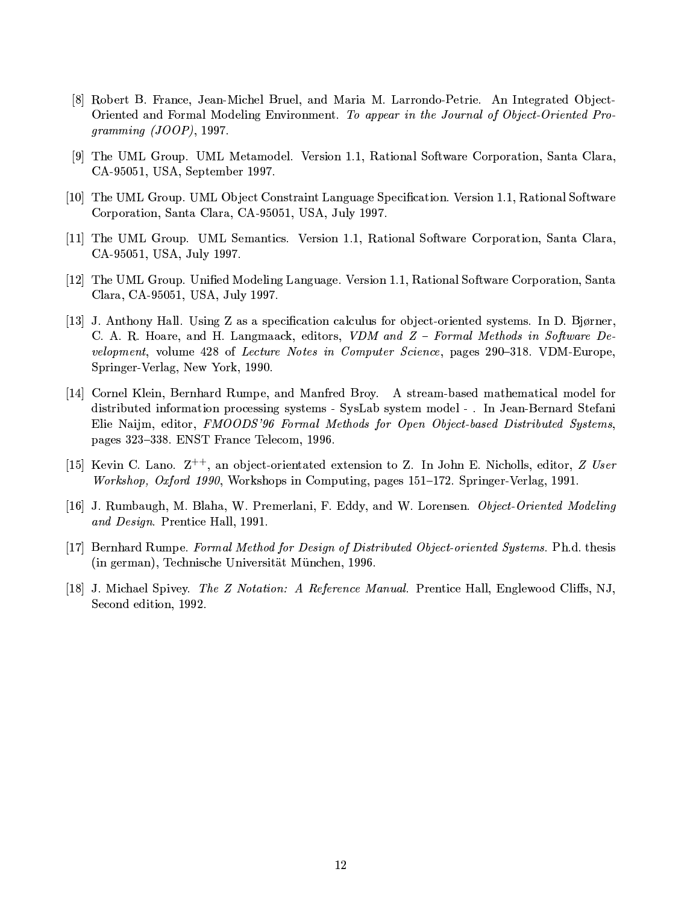[8] Robert B. France, Jean-Michel Bruel, and Maria M. Larrondo-Petrie. An Integrated Object-Oriented and Formal Modeling Environment. *To appear in the Journal of Object-Oriented Programming (JOOP)*, 1997.

[9] The UML Group. UML Metamodel. Version 1.1, Rational Software Corporation, Santa Clara, CA-95051, USA, September 1997.

[10] The UML Group. UML Object Constraint Language Specification. Version 1.1, Rational Software Corporation, Santa Clara, CA-95051, USA, July 1997.

[11] The UML Group. UML Semantics. Version 1.1, Rational Software Corporation, Santa Clara, CA-95051, USA, July 1997.

[12] The UML Group. Unified Modeling Language. Version 1.1, Rational Software Corporation, Santa Clara, CA-95051, USA, July 1997.

[13] J. Anthony Hall. Using Z as a specification calculus for object-oriented systems. In D. Bjørner, C. A. R. Hoare, and H. Langmaack, editors, *VDM and Z – Formal Methods in Software Development*, volume 428 of *Lecture Notes in Computer Science*, pages 290–318. VDM-Europe, Springer-Verlag, New York, 1990.

[14] Cornel Klein, Bernhard Rumpe, and Manfred Broy. A stream-based mathematical model for distributed information processing systems - SysLab system model - . In Jean-Bernard Stefani Elie Naijm, editor, *FMOODS'96 Formal Methods for Open Object-based Distributed Systems*, pages 323–338. ENST France Telecom, 1996.

[15] Kevin C. Lano. $Z^{++}$, an object-orientated extension to Z. In John E. Nicholls, editor, *Z User Workshop, Oxford 1990*, Workshops in Computing, pages 151–172. Springer-Verlag, 1991.

[16] J. Rumbaugh, M. Blaha, W. Premerlani, F. Eddy, and W. Lorensen. *Object-Oriented Modeling and Design*. Prentice Hall, 1991.

[17] Bernhard Rumpe. *Formal Method for Design of Distributed Object-oriented Systems*. Ph.d. thesis (in german), Technische Universität München, 1996.

[18] J. Michael Spivey. *The Z Notation: A Reference Manual*. Prentice Hall, Englewood Cliffs, NJ, Second edition, 1992.